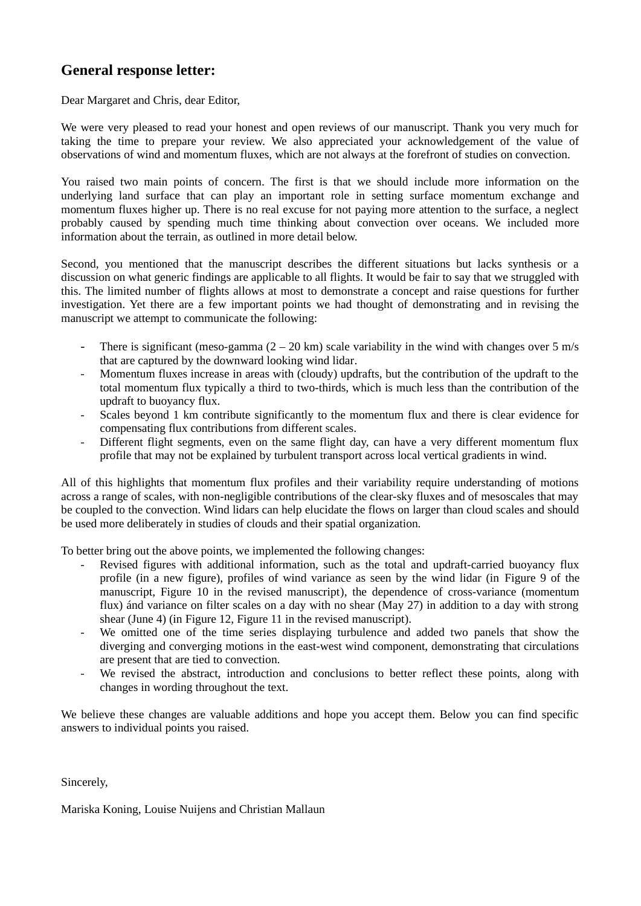## General response letter:

Dear Margaret and Chris, dear Editor,

We were very pleased to read your honest and open reviews of our manuscript. Thank you very much for taking the time to prepare your review. We also appreciated your acknowledgement of the value of observations of wind and momentum fluxes, which are not always at the forefront of studies on convection.

You raised two main points of concern. The first is that we should include more information on the underlying land surface that can play an important role in setting surface momentum exchange and momentum fluxes higher up. There is no real excuse for not paying more attention to the surface, a neglect probably caused by spending much time thinking about convection over oceans. We included more information about the terrain, as outlined in more detail below.

Second, you mentioned that the manuscript describes the different situations but lacks synthesis or a discussion on what generic findings are applicable to all flights. It would be fair to say that we struggled with this. The limited number of flights allows at most to demonstrate a concept and raise questions for further investigation. Yet there are a few important points we had thought of demonstrating and in revising the manuscript we attempt to communicate the following:

- There is significant (meso-gamma (2 – 20 km) scale variability in the wind with changes over 5 m/s that are captured by the downward looking wind lidar.
- Momentum fluxes increase in areas with (cloudy) updrafts, but the contribution of the updraft to the total momentum flux typically a third to two-thirds, which is much less than the contribution of the updraft to buoyancy flux.
- Scales beyond 1 km contribute significantly to the momentum flux and there is clear evidence for compensating flux contributions from different scales.
- Different flight segments, even on the same flight day, can have a very different momentum flux profile that may not be explained by turbulent transport across local vertical gradients in wind.

All of this highlights that momentum flux profiles and their variability require understanding of motions across a range of scales, with non-negligible contributions of the clear-sky fluxes and of mesoscales that may be coupled to the convection. Wind lidars can help elucidate the flows on larger than cloud scales and should be used more deliberately in studies of clouds and their spatial organization.

To better bring out the above points, we implemented the following changes:

- Revised figures with additional information, such as the total and updraft-carried buoyancy flux profile (in a new figure), profiles of wind variance as seen by the wind lidar (in Figure 9 of the manuscript, Figure 10 in the revised manuscript), the dependence of cross-variance (momentum flux) ánd variance on filter scales on a day with no shear (May 27) in addition to a day with strong shear (June 4) (in Figure 12, Figure 11 in the revised manuscript).
- We omitted one of the time series displaying turbulence and added two panels that show the diverging and converging motions in the east-west wind component, demonstrating that circulations are present that are tied to convection.
- We revised the abstract, introduction and conclusions to better reflect these points, along with changes in wording throughout the text.

We believe these changes are valuable additions and hope you accept them. Below you can find specific answers to individual points you raised.

Sincerely,

Mariska Koning, Louise Nuijens and Christian Mallaun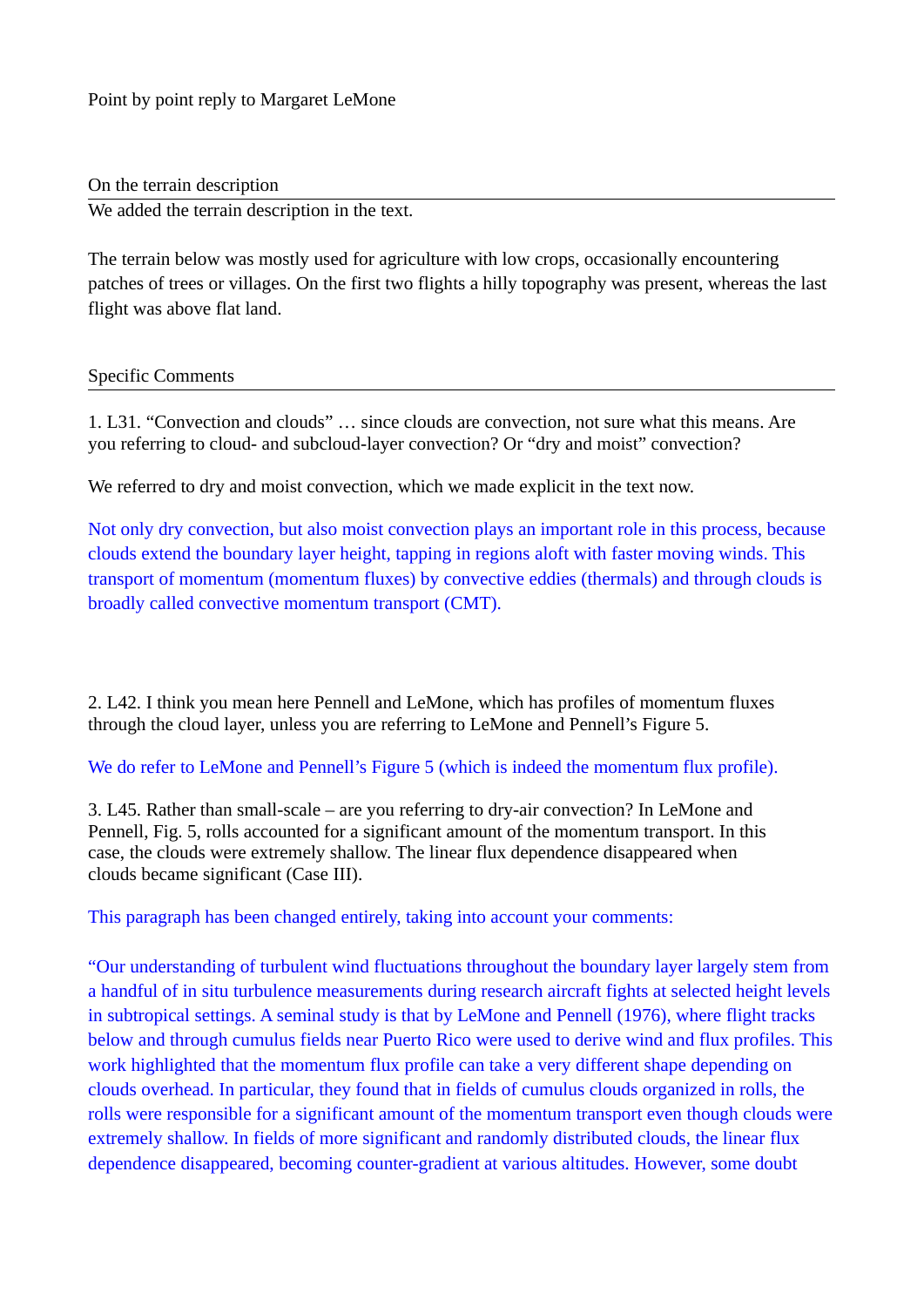Point by point reply to Margaret LeMone

## On the terrain description

We added the terrain description in the text.

The terrain below was mostly used for agriculture with low crops, occasionally encountering patches of trees or villages. On the first two flights a hilly topography was present, whereas the last flight was above flat land.

## Specific Comments

1. L31. "Convection and clouds" … since clouds are convection, not sure what this means. Are you referring to cloud- and subcloud-layer convection? Or "dry and moist" convection?

We referred to dry and moist convection, which we made explicit in the text now.

Not only dry convection, but also moist convection plays an important role in this process, because clouds extend the boundary layer height, tapping in regions aloft with faster moving winds. This transport of momentum (momentum fluxes) by convective eddies (thermals) and through clouds is broadly called convective momentum transport (CMT).

2. L42. I think you mean here Pennell and LeMone, which has profiles of momentum fluxes through the cloud layer, unless you are referring to LeMone and Pennell's Figure 5.

We do refer to LeMone and Pennell's Figure 5 (which is indeed the momentum flux profile).

3. L45. Rather than small-scale – are you referring to dry-air convection? In LeMone and Pennell, Fig. 5, rolls accounted for a significant amount of the momentum transport. In this case, the clouds were extremely shallow. The linear flux dependence disappeared when clouds became significant (Case III).

This paragraph has been changed entirely, taking into account your comments:

"Our understanding of turbulent wind fluctuations throughout the boundary layer largely stem from a handful of in situ turbulence measurements during research aircraft fights at selected height levels in subtropical settings. A seminal study is that by LeMone and Pennell (1976), where flight tracks below and through cumulus fields near Puerto Rico were used to derive wind and flux profiles. This work highlighted that the momentum flux profile can take a very different shape depending on clouds overhead. In particular, they found that in fields of cumulus clouds organized in rolls, the rolls were responsible for a significant amount of the momentum transport even though clouds were extremely shallow. In fields of more significant and randomly distributed clouds, the linear flux dependence disappeared, becoming counter-gradient at various altitudes. However, some doubt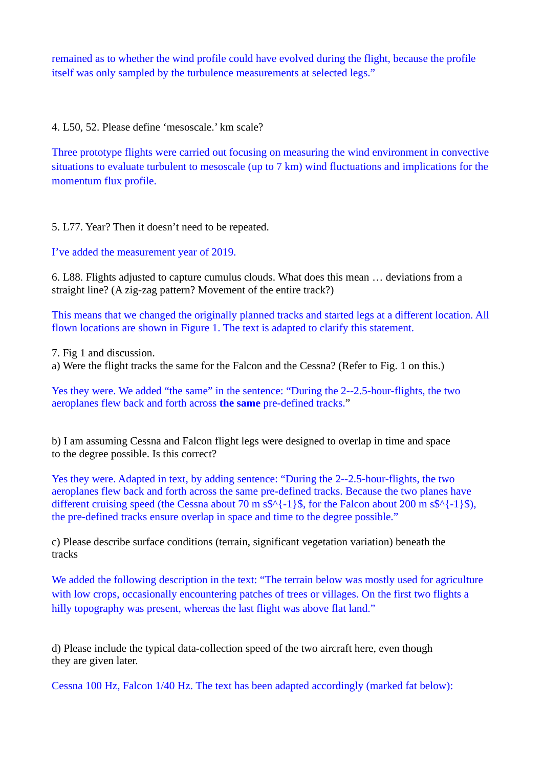remained as to whether the wind profile could have evolved during the flight, because the profile itself was only sampled by the turbulence measurements at selected legs."

4. L50, 52. Please define 'mesoscale.' km scale?

Three prototype flights were carried out focusing on measuring the wind environment in convective situations to evaluate turbulent to mesoscale (up to 7 km) wind fluctuations and implications for the momentum flux profile.

5. L77. Year? Then it doesn't need to be repeated.

I've added the measurement year of 2019.

6. L88. Flights adjusted to capture cumulus clouds. What does this mean … deviations from a straight line? (A zig-zag pattern? Movement of the entire track?)

This means that we changed the originally planned tracks and started legs at a different location. All flown locations are shown in Figure 1. The text is adapted to clarify this statement.

7. Fig 1 and discussion.

a) Were the flight tracks the same for the Falcon and the Cessna? (Refer to Fig. 1 on this.)

Yes they were. We added "the same" in the sentence: "During the 2--2.5-hour-flights, the two aeroplanes flew back and forth across **the same** pre-defined tracks."

b) I am assuming Cessna and Falcon flight legs were designed to overlap in time and space to the degree possible. Is this correct?

Yes they were. Adapted in text, by adding sentence: "During the 2--2.5-hour-flights, the two aeroplanes flew back and forth across the same pre-defined tracks. Because the two planes have different cruising speed (the Cessna about 70 m s$^{-1}$, for the Falcon about 200 m s$^{-1}$), the pre-defined tracks ensure overlap in space and time to the degree possible."

c) Please describe surface conditions (terrain, significant vegetation variation) beneath the tracks

We added the following description in the text: "The terrain below was mostly used for agriculture with low crops, occasionally encountering patches of trees or villages. On the first two flights a hilly topography was present, whereas the last flight was above flat land."

d) Please include the typical data-collection speed of the two aircraft here, even though they are given later.

Cessna 100 Hz, Falcon 1/40 Hz. The text has been adapted accordingly (marked fat below):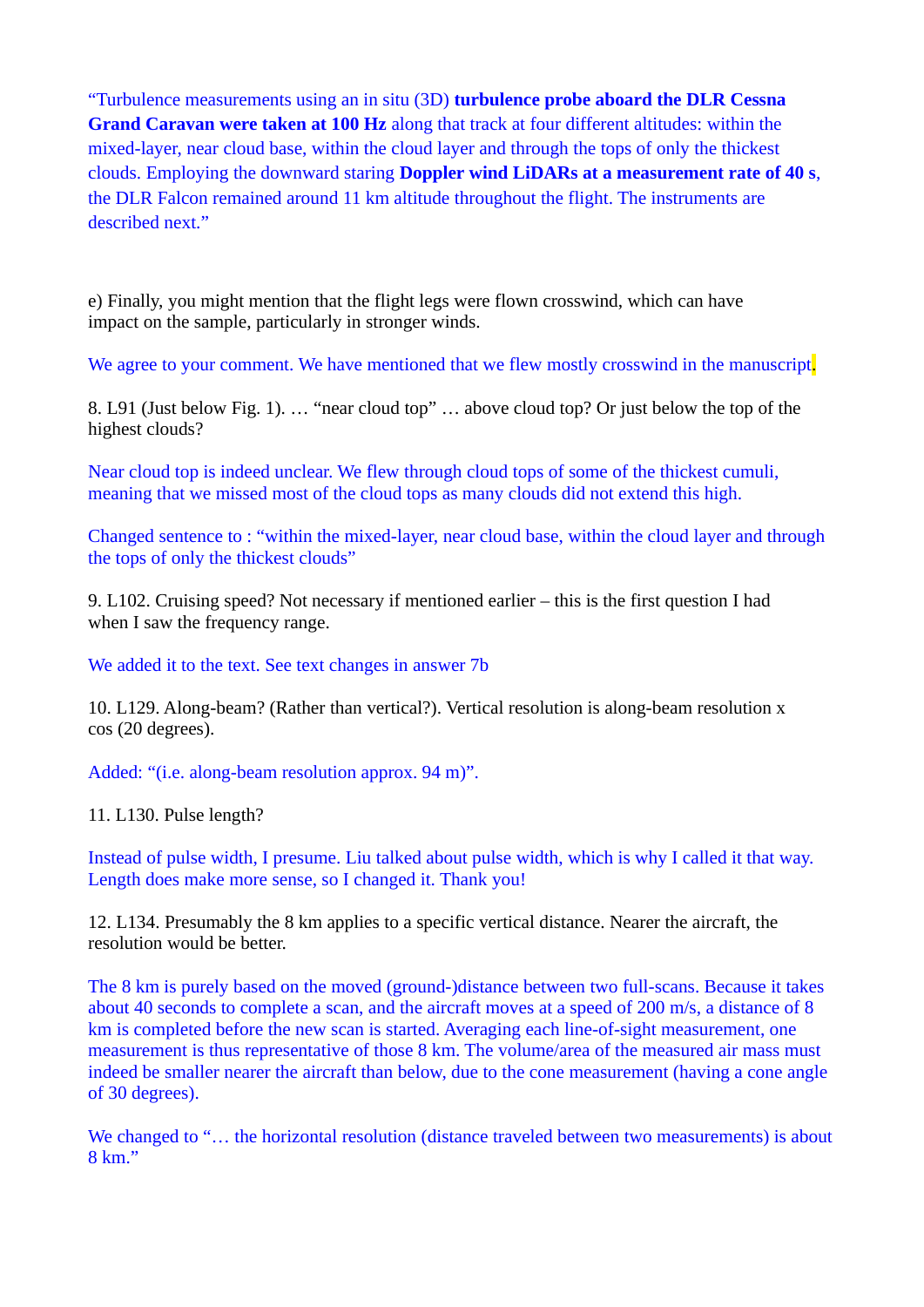“Turbulence measurements using an in situ (3D) **turbulence probe aboard the DLR Cessna Grand Caravan were taken at 100 Hz** along that track at four different altitudes: within the mixed-layer, near cloud base, within the cloud layer and through the tops of only the thickest clouds. Employing the downward staring **Doppler wind LiDARs at a measurement rate of 40 s**, the DLR Falcon remained around 11 km altitude throughout the flight. The instruments are described next.”

e) Finally, you might mention that the flight legs were flown crosswind, which can have impact on the sample, particularly in stronger winds.

We agree to your comment. We have mentioned that we flew mostly crosswind in the manuscript.

8. L91 (Just below Fig. 1). … “near cloud top” … above cloud top? Or just below the top of the highest clouds?

Near cloud top is indeed unclear. We flew through cloud tops of some of the thickest cumuli, meaning that we missed most of the cloud tops as many clouds did not extend this high.

Changed sentence to : “within the mixed-layer, near cloud base, within the cloud layer and through the tops of only the thickest clouds”

9. L102. Cruising speed? Not necessary if mentioned earlier – this is the first question I had when I saw the frequency range.

We added it to the text. See text changes in answer 7b

10. L129. Along-beam? (Rather than vertical?). Vertical resolution is along-beam resolution x cos (20 degrees).

Added: “(i.e. along-beam resolution approx. 94 m)”.

11. L130. Pulse length?

Instead of pulse width, I presume. Liu talked about pulse width, which is why I called it that way. Length does make more sense, so I changed it. Thank you!

12. L134. Presumably the 8 km applies to a specific vertical distance. Nearer the aircraft, the resolution would be better.

The 8 km is purely based on the moved (ground-)distance between two full-scans. Because it takes about 40 seconds to complete a scan, and the aircraft moves at a speed of 200 m/s, a distance of 8 km is completed before the new scan is started. Averaging each line-of-sight measurement, one measurement is thus representative of those 8 km. The volume/area of the measured air mass must indeed be smaller nearer the aircraft than below, due to the cone measurement (having a cone angle of 30 degrees).

We changed to “… the horizontal resolution (distance traveled between two measurements) is about 8 km.”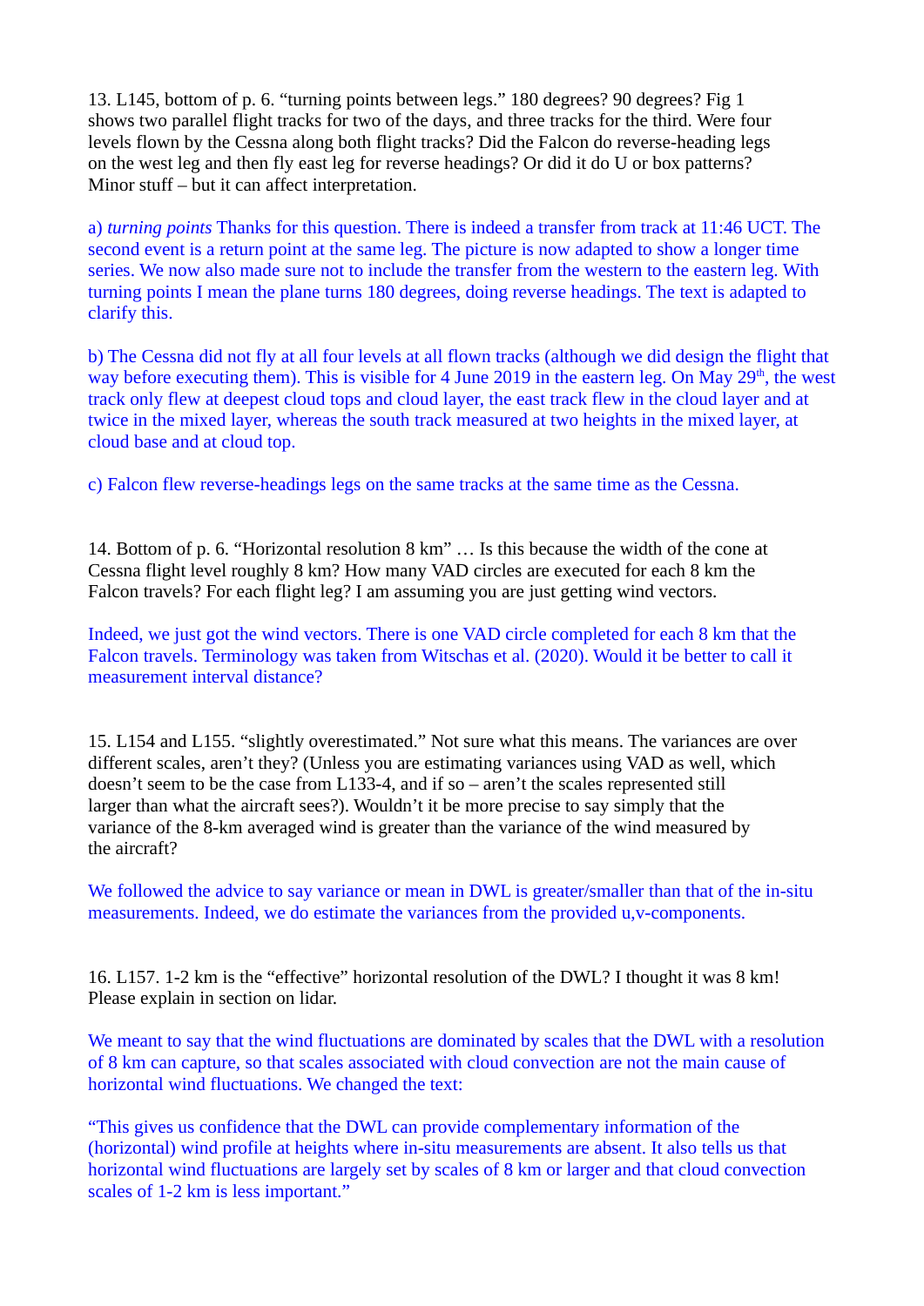13. L145, bottom of p. 6. "turning points between legs." 180 degrees? 90 degrees? Fig 1 shows two parallel flight tracks for two of the days, and three tracks for the third. Were four levels flown by the Cessna along both flight tracks? Did the Falcon do reverse-heading legs on the west leg and then fly east leg for reverse headings? Or did it do U or box patterns? Minor stuff – but it can affect interpretation.

a) *turning points* Thanks for this question. There is indeed a transfer from track at 11:46 UCT. The second event is a return point at the same leg. The picture is now adapted to show a longer time series. We now also made sure not to include the transfer from the western to the eastern leg. With turning points I mean the plane turns 180 degrees, doing reverse headings. The text is adapted to clarify this.

b) The Cessna did not fly at all four levels at all flown tracks (although we did design the flight that way before executing them). This is visible for 4 June 2019 in the eastern leg. On May 29th, the west track only flew at deepest cloud tops and cloud layer, the east track flew in the cloud layer and at twice in the mixed layer, whereas the south track measured at two heights in the mixed layer, at cloud base and at cloud top.

c) Falcon flew reverse-headings legs on the same tracks at the same time as the Cessna.

14. Bottom of p. 6. "Horizontal resolution 8 km" … Is this because the width of the cone at Cessna flight level roughly 8 km? How many VAD circles are executed for each 8 km the Falcon travels? For each flight leg? I am assuming you are just getting wind vectors.

Indeed, we just got the wind vectors. There is one VAD circle completed for each 8 km that the Falcon travels. Terminology was taken from Witschas et al. (2020). Would it be better to call it measurement interval distance?

15. L154 and L155. "slightly overestimated." Not sure what this means. The variances are over different scales, aren't they? (Unless you are estimating variances using VAD as well, which doesn't seem to be the case from L133-4, and if so – aren't the scales represented still larger than what the aircraft sees?). Wouldn't it be more precise to say simply that the variance of the 8-km averaged wind is greater than the variance of the wind measured by the aircraft?

We followed the advice to say variance or mean in DWL is greater/smaller than that of the in-situ measurements. Indeed, we do estimate the variances from the provided u,v-components.

16. L157. 1-2 km is the "effective" horizontal resolution of the DWL? I thought it was 8 km! Please explain in section on lidar.

We meant to say that the wind fluctuations are dominated by scales that the DWL with a resolution of 8 km can capture, so that scales associated with cloud convection are not the main cause of horizontal wind fluctuations. We changed the text:

"This gives us confidence that the DWL can provide complementary information of the (horizontal) wind profile at heights where in-situ measurements are absent. It also tells us that horizontal wind fluctuations are largely set by scales of 8 km or larger and that cloud convection scales of 1-2 km is less important."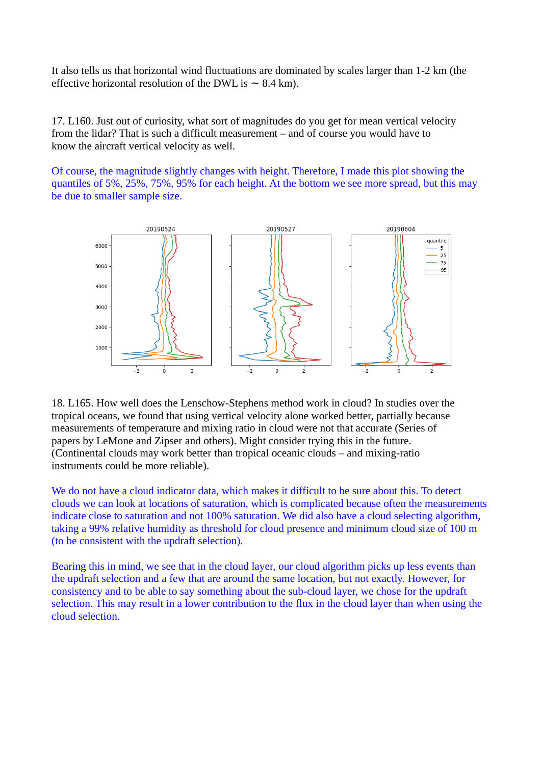It also tells us that horizontal wind fluctuations are dominated by scales larger than 1-2 km (the effective horizontal resolution of the DWL is ∼ 8.4 km).

17. L160. Just out of curiosity, what sort of magnitudes do you get for mean vertical velocity from the lidar? That is such a difficult measurement – and of course you would have to know the aircraft vertical velocity as well.

Of course, the magnitude slightly changes with height. Therefore, I made this plot showing the quantiles of 5%, 25%, 75%, 95% for each height. At the bottom we see more spread, but this may be due to smaller sample size.

18. L165. How well does the Lenschow-Stephens method work in cloud? In studies over the tropical oceans, we found that using vertical velocity alone worked better, partially because measurements of temperature and mixing ratio in cloud were not that accurate (Series of papers by LeMone and Zipser and others). Might consider trying this in the future. (Continental clouds may work better than tropical oceanic clouds – and mixing-ratio instruments could be more reliable).

We do not have a cloud indicator data, which makes it difficult to be sure about this. To detect clouds we can look at locations of saturation, which is complicated because often the measurements indicate close to saturation and not 100% saturation. We did also have a cloud selecting algorithm, taking a 99% relative humidity as threshold for cloud presence and minimum cloud size of 100 m (to be consistent with the updraft selection).

Bearing this in mind, we see that in the cloud layer, our cloud algorithm picks up less events than the updraft selection and a few that are around the same location, but not exactly. However, for consistency and to be able to say something about the sub-cloud layer, we chose for the updraft selection. This may result in a lower contribution to the flux in the cloud layer than when using the cloud selection.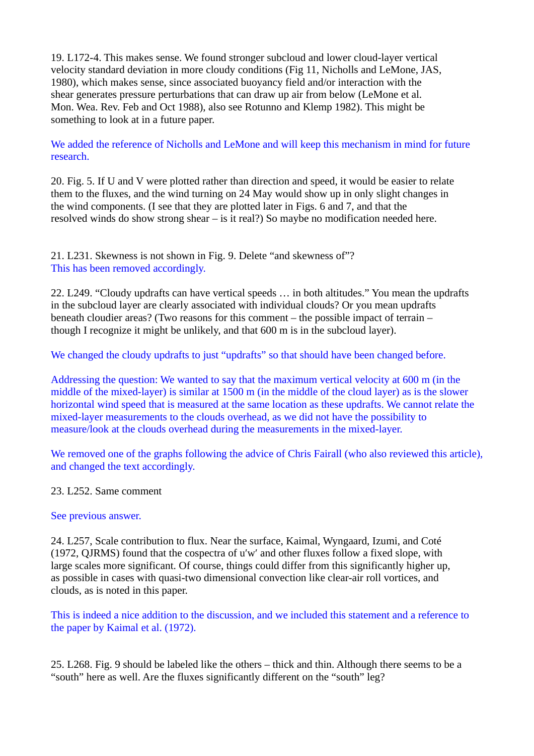19. L172-4. This makes sense. We found stronger subcloud and lower cloud-layer vertical velocity standard deviation in more cloudy conditions (Fig 11, Nicholls and LeMone, JAS, 1980), which makes sense, since associated buoyancy field and/or interaction with the shear generates pressure perturbations that can draw up air from below (LeMone et al. Mon. Wea. Rev. Feb and Oct 1988), also see Rotunno and Klemp 1982). This might be something to look at in a future paper.

We added the reference of Nicholls and LeMone and will keep this mechanism in mind for future research.

20. Fig. 5. If U and V were plotted rather than direction and speed, it would be easier to relate them to the fluxes, and the wind turning on 24 May would show up in only slight changes in the wind components. (I see that they are plotted later in Figs. 6 and 7, and that the resolved winds do show strong shear – is it real?) So maybe no modification needed here.

21. L231. Skewness is not shown in Fig. 9. Delete "and skewness of"?
This has been removed accordingly.

22. L249. "Cloudy updrafts can have vertical speeds … in both altitudes." You mean the updrafts in the subcloud layer are clearly associated with individual clouds? Or you mean updrafts beneath cloudier areas? (Two reasons for this comment – the possible impact of terrain – though I recognize it might be unlikely, and that 600 m is in the subcloud layer).

We changed the cloudy updrafts to just "updrafts" so that should have been changed before.

Addressing the question: We wanted to say that the maximum vertical velocity at 600 m (in the middle of the mixed-layer) is similar at 1500 m (in the middle of the cloud layer) as is the slower horizontal wind speed that is measured at the same location as these updrafts. We cannot relate the mixed-layer measurements to the clouds overhead, as we did not have the possibility to measure/look at the clouds overhead during the measurements in the mixed-layer.

We removed one of the graphs following the advice of Chris Fairall (who also reviewed this article), and changed the text accordingly.

23. L252. Same comment

See previous answer.

24. L257, Scale contribution to flux. Near the surface, Kaimal, Wyngaard, Izumi, and Coté (1972, QJRMS) found that the cospectra of u′w′ and other fluxes follow a fixed slope, with large scales more significant. Of course, things could differ from this significantly higher up, as possible in cases with quasi-two dimensional convection like clear-air roll vortices, and clouds, as is noted in this paper.

This is indeed a nice addition to the discussion, and we included this statement and a reference to the paper by Kaimal et al. (1972).

25. L268. Fig. 9 should be labeled like the others – thick and thin. Although there seems to be a "south" here as well. Are the fluxes significantly different on the "south" leg?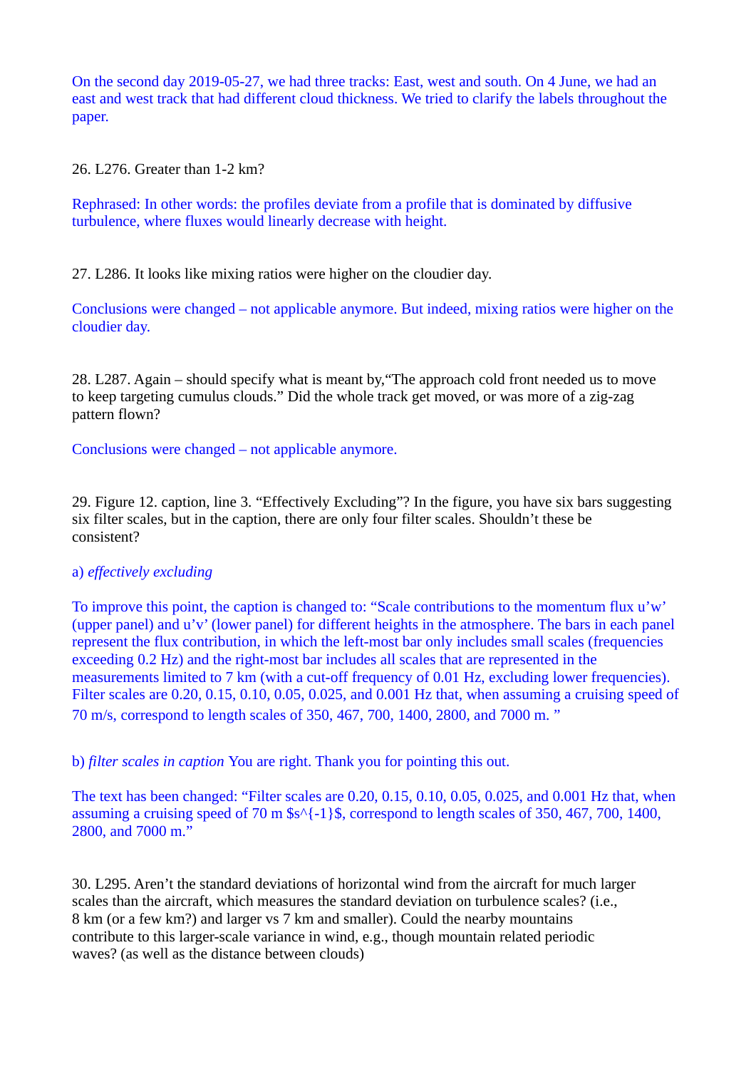On the second day 2019-05-27, we had three tracks: East, west and south. On 4 June, we had an east and west track that had different cloud thickness. We tried to clarify the labels throughout the paper.

26. L276. Greater than 1-2 km?

Rephrased: In other words: the profiles deviate from a profile that is dominated by diffusive turbulence, where fluxes would linearly decrease with height.

27. L286. It looks like mixing ratios were higher on the cloudier day.

Conclusions were changed – not applicable anymore. But indeed, mixing ratios were higher on the cloudier day.

28. L287. Again – should specify what is meant by,"The approach cold front needed us to move to keep targeting cumulus clouds." Did the whole track get moved, or was more of a zig-zag pattern flown?

Conclusions were changed – not applicable anymore.

29. Figure 12. caption, line 3. "Effectively Excluding"? In the figure, you have six bars suggesting six filter scales, but in the caption, there are only four filter scales. Shouldn't these be consistent?

a) *effectively excluding*

To improve this point, the caption is changed to: "Scale contributions to the momentum flux u'w' (upper panel) and u'v' (lower panel) for different heights in the atmosphere. The bars in each panel represent the flux contribution, in which the left-most bar only includes small scales (frequencies exceeding 0.2 Hz) and the right-most bar includes all scales that are represented in the measurements limited to 7 km (with a cut-off frequency of 0.01 Hz, excluding lower frequencies). Filter scales are 0.20, 0.15, 0.10, 0.05, 0.025, and 0.001 Hz that, when assuming a cruising speed of 70 m/s, correspond to length scales of 350, 467, 700, 1400, 2800, and 7000 m. "

b) *filter scales in caption* You are right. Thank you for pointing this out.

The text has been changed: "Filter scales are 0.20, 0.15, 0.10, 0.05, 0.025, and 0.001 Hz that, when assuming a cruising speed of 70 m $s^{-1}$, correspond to length scales of 350, 467, 700, 1400, 2800, and 7000 m."

30. L295. Aren't the standard deviations of horizontal wind from the aircraft for much larger scales than the aircraft, which measures the standard deviation on turbulence scales? (i.e., 8 km (or a few km?) and larger vs 7 km and smaller). Could the nearby mountains contribute to this larger-scale variance in wind, e.g., though mountain related periodic waves? (as well as the distance between clouds)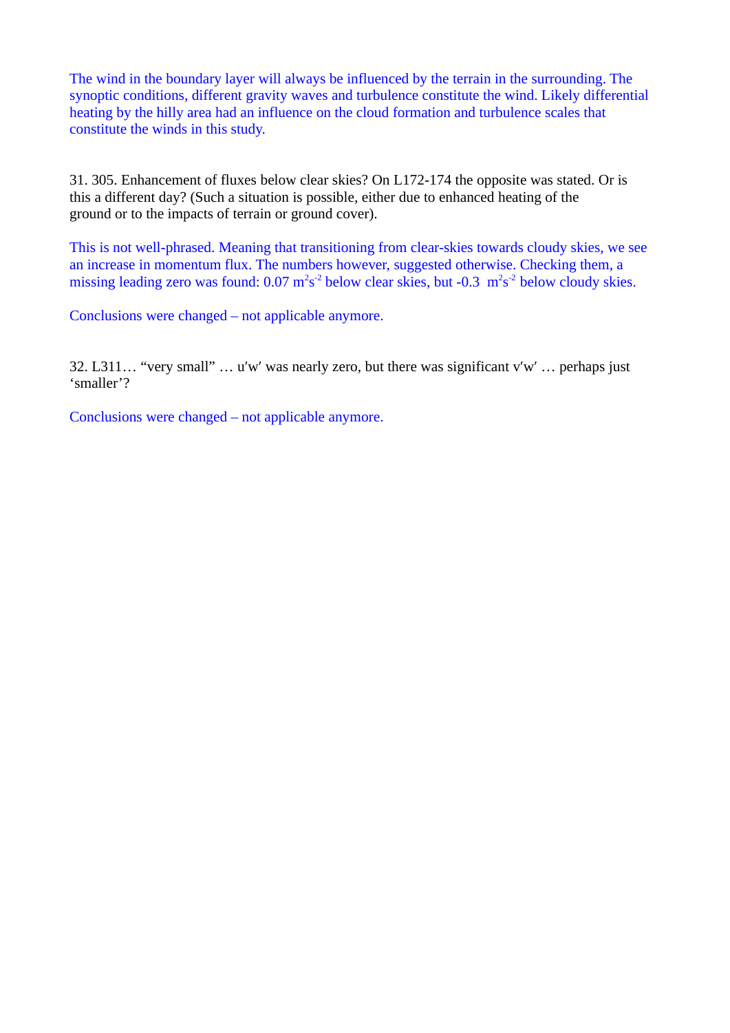The wind in the boundary layer will always be influenced by the terrain in the surrounding. The synoptic conditions, different gravity waves and turbulence constitute the wind. Likely differential heating by the hilly area had an influence on the cloud formation and turbulence scales that constitute the winds in this study.

31. 305. Enhancement of fluxes below clear skies? On L172-174 the opposite was stated. Or is this a different day? (Such a situation is possible, either due to enhanced heating of the ground or to the impacts of terrain or ground cover).

This is not well-phrased. Meaning that transitioning from clear-skies towards cloudy skies, we see an increase in momentum flux. The numbers however, suggested otherwise. Checking them, a missing leading zero was found: 0.07 $m^2s^{-2}$ below clear skies, but -0.3 $m^2s^{-2}$ below cloudy skies.

Conclusions were changed – not applicable anymore.

32. L311… “very small” … u′w′ was nearly zero, but there was significant v′w′ … perhaps just ‘smaller’?

Conclusions were changed – not applicable anymore.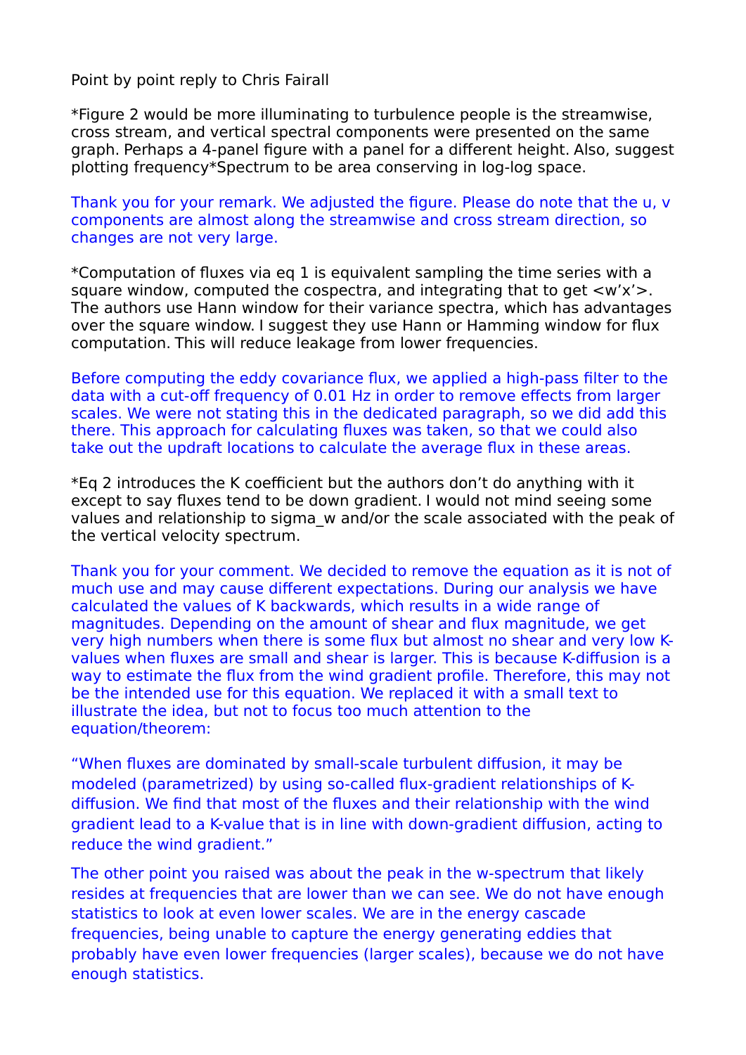Point by point reply to Chris Fairall

*Figure 2 would be more illuminating to turbulence people is the streamwise, cross stream, and vertical spectral components were presented on the same graph. Perhaps a 4-panel figure with a panel for a different height. Also, suggest plotting frequency*Spectrum to be area conserving in log-log space.

Thank you for your remark. We adjusted the figure. Please do note that the u, v components are almost along the streamwise and cross stream direction, so changes are not very large.

*Computation of fluxes via eq 1 is equivalent sampling the time series with a square window, computed the cospectra, and integrating that to get <w'x'>. The authors use Hann window for their variance spectra, which has advantages over the square window. I suggest they use Hann or Hamming window for flux computation. This will reduce leakage from lower frequencies.

Before computing the eddy covariance flux, we applied a high-pass filter to the data with a cut-off frequency of 0.01 Hz in order to remove effects from larger scales. We were not stating this in the dedicated paragraph, so we did add this there. This approach for calculating fluxes was taken, so that we could also take out the updraft locations to calculate the average flux in these areas.

*Eq 2 introduces the K coefficient but the authors don't do anything with it except to say fluxes tend to be down gradient. I would not mind seeing some values and relationship to sigma_w and/or the scale associated with the peak of the vertical velocity spectrum.

Thank you for your comment. We decided to remove the equation as it is not of much use and may cause different expectations. During our analysis we have calculated the values of K backwards, which results in a wide range of magnitudes. Depending on the amount of shear and flux magnitude, we get very high numbers when there is some flux but almost no shear and very low K-values when fluxes are small and shear is larger. This is because K-diffusion is a way to estimate the flux from the wind gradient profile. Therefore, this may not be the intended use for this equation. We replaced it with a small text to illustrate the idea, but not to focus too much attention to the equation/theorem:

"When fluxes are dominated by small-scale turbulent diffusion, it may be modeled (parametrized) by using so-called flux-gradient relationships of K-diffusion. We find that most of the fluxes and their relationship with the wind gradient lead to a K-value that is in line with down-gradient diffusion, acting to reduce the wind gradient."

The other point you raised was about the peak in the w-spectrum that likely resides at frequencies that are lower than we can see. We do not have enough statistics to look at even lower scales. We are in the energy cascade frequencies, being unable to capture the energy generating eddies that probably have even lower frequencies (larger scales), because we do not have enough statistics.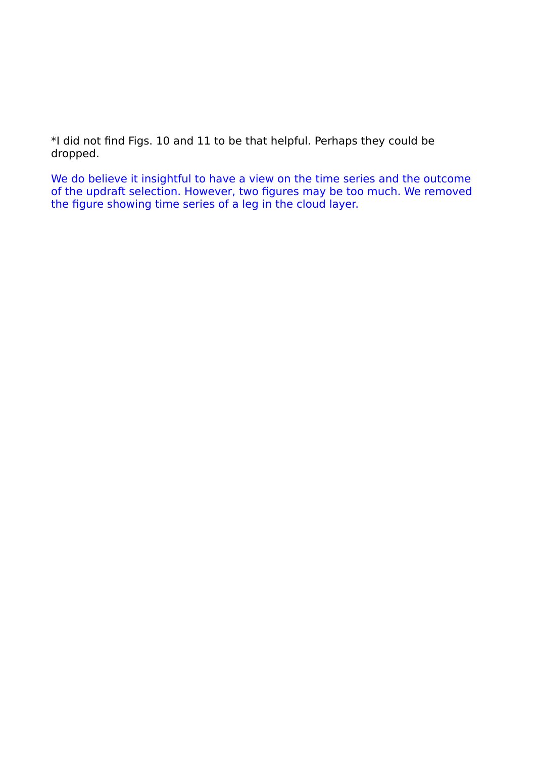*I did not find Figs. 10 and 11 to be that helpful. Perhaps they could be dropped.

We do believe it insightful to have a view on the time series and the outcome of the updraft selection. However, two figures may be too much. We removed the figure showing time series of a leg in the cloud layer.